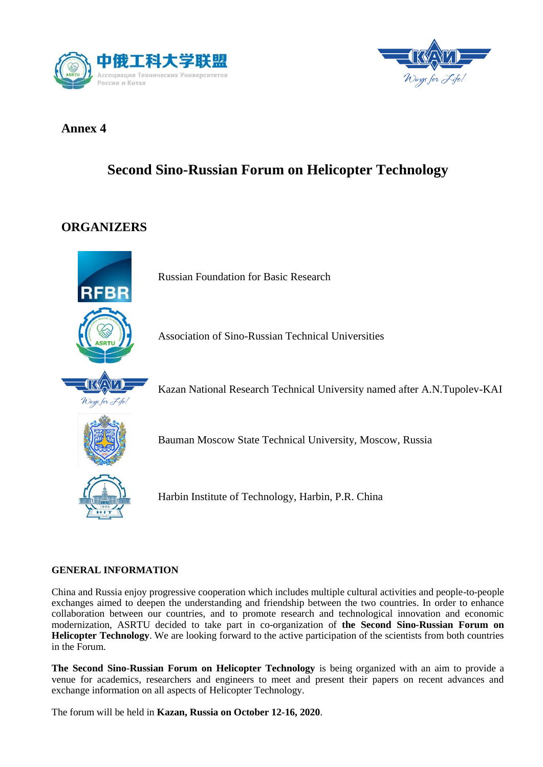**Annex 4**

# Second Sino-Russian Forum on Helicopter Technology

## ORGANIZERS

Russian Foundation for Basic Research

Association of Sino-Russian Technical Universities

Kazan National Research Technical University named after A.N.Tupolev-KAI

Bauman Moscow State Technical University, Moscow, Russia

Harbin Institute of Technology, Harbin, P.R. China

### GENERAL INFORMATION

China and Russia enjoy progressive cooperation which includes multiple cultural activities and people-to-people exchanges aimed to deepen the understanding and friendship between the two countries. In order to enhance collaboration between our countries, and to promote research and technological innovation and economic modernization, ASRTU decided to take part in co-organization of **the Second Sino-Russian Forum on Helicopter Technology**. We are looking forward to the active participation of the scientists from both countries in the Forum.

**The Second Sino-Russian Forum on Helicopter Technology** is being organized with an aim to provide a venue for academics, researchers and engineers to meet and present their papers on recent advances and exchange information on all aspects of Helicopter Technology.

The forum will be held in **Kazan, Russia on October 12-16, 2020**.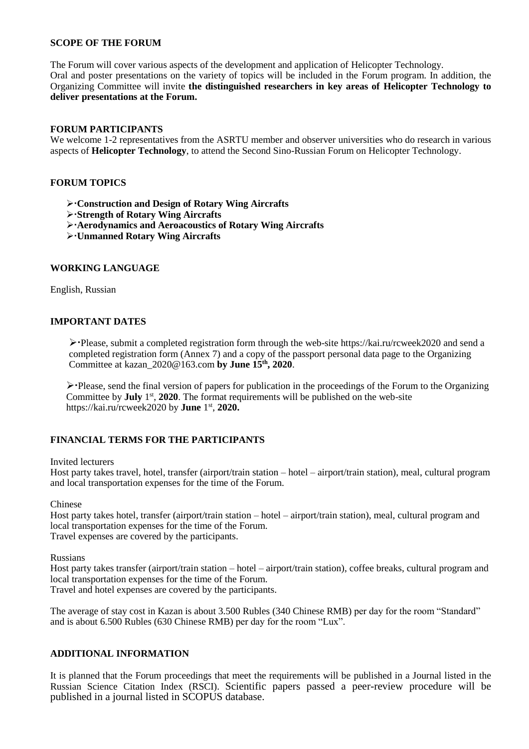## SCOPE OF THE FORUM

The Forum will cover various aspects of the development and application of Helicopter Technology.
Oral and poster presentations on the variety of topics will be included in the Forum program. In addition, the Organizing Committee will invite **the distinguished researchers in key areas of Helicopter Technology to deliver presentations at the Forum.**

## FORUM PARTICIPANTS

We welcome 1-2 representatives from the ASRTU member and observer universities who do research in various aspects of **Helicopter Technology**, to attend the Second Sino-Russian Forum on Helicopter Technology.

## FORUM TOPICS

- **Construction and Design of Rotary Wing Aircrafts**
- **Strength of Rotary Wing Aircrafts**
- **Aerodynamics and Aeroacoustics of Rotary Wing Aircrafts**
- **Unmanned Rotary Wing Aircrafts**

## WORKING LANGUAGE

English, Russian

## IMPORTANT DATES

- Please, submit a completed registration form through the web-site https://kai.ru/rcweek2020 and send a completed registration form (Annex 7) and a copy of the passport personal data page to the Organizing Committee at kazan_2020@163.com **by June 15th, 2020**.

- Please, send the final version of papers for publication in the proceedings of the Forum to the Organizing Committee by **July** 1st, **2020**. The format requirements will be published on the web-site https://kai.ru/rcweek2020 by **June** 1st, **2020.**

## FINANCIAL TERMS FOR THE PARTICIPANTS

Invited lecturers
Host party takes travel, hotel, transfer (airport/train station – hotel – airport/train station), meal, cultural program and local transportation expenses for the time of the Forum.

Chinese
Host party takes hotel, transfer (airport/train station – hotel – airport/train station), meal, cultural program and local transportation expenses for the time of the Forum.
Travel expenses are covered by the participants.

Russians
Host party takes transfer (airport/train station – hotel – airport/train station), coffee breaks, cultural program and local transportation expenses for the time of the Forum.
Travel and hotel expenses are covered by the participants.

The average of stay cost in Kazan is about 3.500 Rubles (340 Chinese RMB) per day for the room "Standard" and is about 6.500 Rubles (630 Chinese RMB) per day for the room "Lux".

## ADDITIONAL INFORMATION

It is planned that the Forum proceedings that meet the requirements will be published in a Journal listed in the Russian Science Citation Index (RSCI). Scientific papers passed a peer-review procedure will be published in a journal listed in SCOPUS database.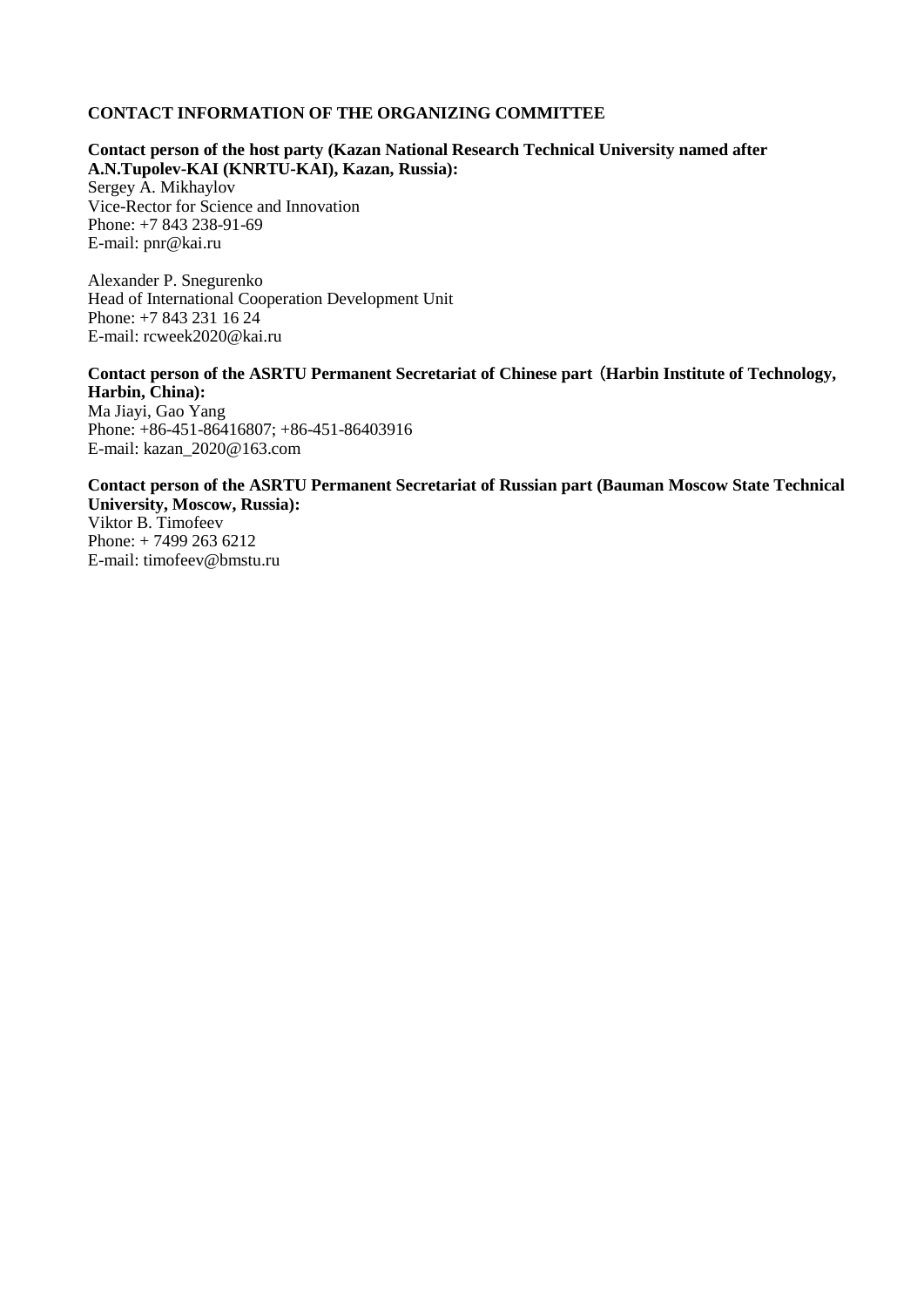**CONTACT INFORMATION OF THE ORGANIZING COMMITTEE**

**Contact person of the host party (Kazan National Research Technical University named after A.N.Tupolev-KAI (KNRTU-KAI), Kazan, Russia):**
Sergey A. Mikhaylov
Vice-Rector for Science and Innovation
Phone: +7 843 238-91-69
E-mail: pnr@kai.ru

Alexander P. Snegurenko
Head of International Cooperation Development Unit
Phone: +7 843 231 16 24
E-mail: rcweek2020@kai.ru

**Contact person of the ASRTU Permanent Secretariat of Chinese part（Harbin Institute of Technology, Harbin, China):**
Ma Jiayi, Gao Yang
Phone: +86-451-86416807; +86-451-86403916
E-mail: kazan_2020@163.com

**Contact person of the ASRTU Permanent Secretariat of Russian part (Bauman Moscow State Technical University, Moscow, Russia):**
Viktor B. Timofeev
Phone: + 7499 263 6212
E-mail: timofeev@bmstu.ru